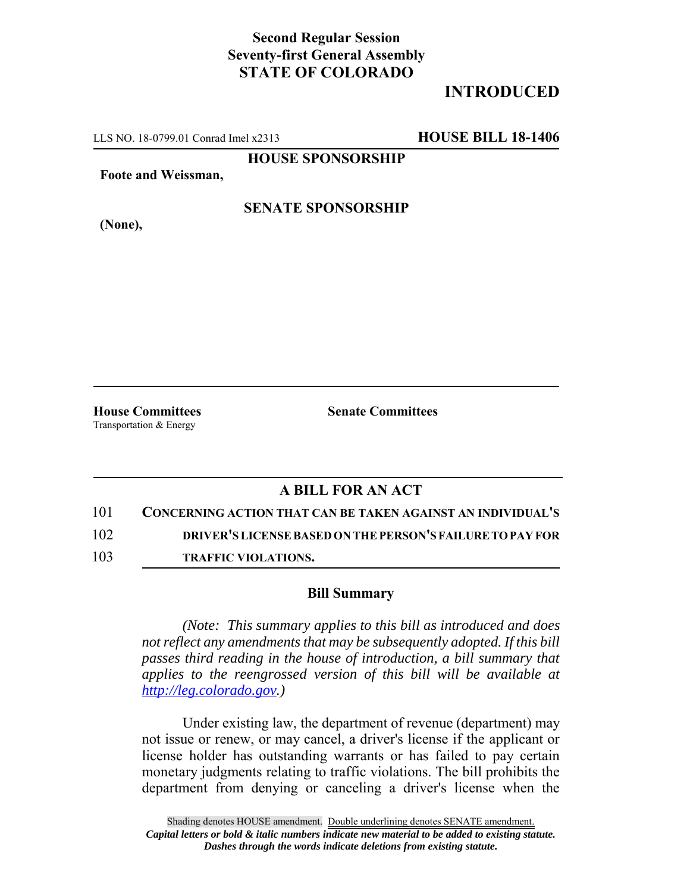**Second Regular Session**
**Seventy-first General Assembly**
**STATE OF COLORADO**

# INTRODUCED

LLS NO. 18-0799.01 Conrad Imel x2313 **HOUSE BILL 18-1406**

**HOUSE SPONSORSHIP**

**Foote and Weissman,**

**SENATE SPONSORSHIP**

**(None),**

**House Committees**
Transportation & Energy

**Senate Committees**

## A BILL FOR AN ACT

101 **CONCERNING ACTION THAT CAN BE TAKEN AGAINST AN INDIVIDUAL'S**
102 **DRIVER'S LICENSE BASED ON THE PERSON'S FAILURE TO PAY FOR**
103 **TRAFFIC VIOLATIONS.**

### Bill Summary

*(Note: This summary applies to this bill as introduced and does not reflect any amendments that may be subsequently adopted. If this bill passes third reading in the house of introduction, a bill summary that applies to the reengrossed version of this bill will be available at http://leg.colorado.gov.)*

Under existing law, the department of revenue (department) may not issue or renew, or may cancel, a driver's license if the applicant or license holder has outstanding warrants or has failed to pay certain monetary judgments relating to traffic violations. The bill prohibits the department from denying or canceling a driver's license when the

Shading denotes HOUSE amendment. Double underlining denotes SENATE amendment.
*Capital letters or bold & italic numbers indicate new material to be added to existing statute.*
*Dashes through the words indicate deletions from existing statute.*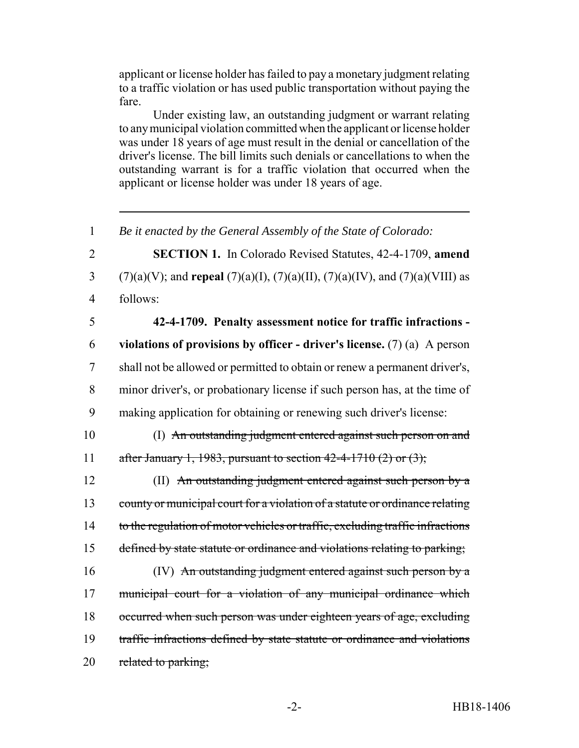applicant or license holder has failed to pay a monetary judgment relating to a traffic violation or has used public transportation without paying the fare.

Under existing law, an outstanding judgment or warrant relating to any municipal violation committed when the applicant or license holder was under 18 years of age must result in the denial or cancellation of the driver's license. The bill limits such denials or cancellations to when the outstanding warrant is for a traffic violation that occurred when the applicant or license holder was under 18 years of age.

---

1 *Be it enacted by the General Assembly of the State of Colorado:*

2 **SECTION 1.** In Colorado Revised Statutes, 42-4-1709, **amend**
3 (7)(a)(V); and **repeal** (7)(a)(I), (7)(a)(II), (7)(a)(IV), and (7)(a)(VIII) as
4 follows:

5 **42-4-1709. Penalty assessment notice for traffic infractions -**
6 **violations of provisions by officer - driver's license.** (7) (a) A person
7 shall not be allowed or permitted to obtain or renew a permanent driver's,
8 minor driver's, or probationary license if such person has, at the time of
9 making application for obtaining or renewing such driver's license:

10 (I) ~~An outstanding judgment entered against such person on and~~
11 ~~after January 1, 1983, pursuant to section 42-4-1710 (2) or (3);~~

12 (II) ~~An outstanding judgment entered against such person by a~~
13 ~~county or municipal court for a violation of a statute or ordinance relating~~
14 ~~to the regulation of motor vehicles or traffic, excluding traffic infractions~~
15 ~~defined by state statute or ordinance and violations relating to parking;~~

16 (IV) ~~An outstanding judgment entered against such person by a~~
17 ~~municipal court for a violation of any municipal ordinance which~~
18 ~~occurred when such person was under eighteen years of age, excluding~~
19 ~~traffic infractions defined by state statute or ordinance and violations~~
20 ~~related to parking;~~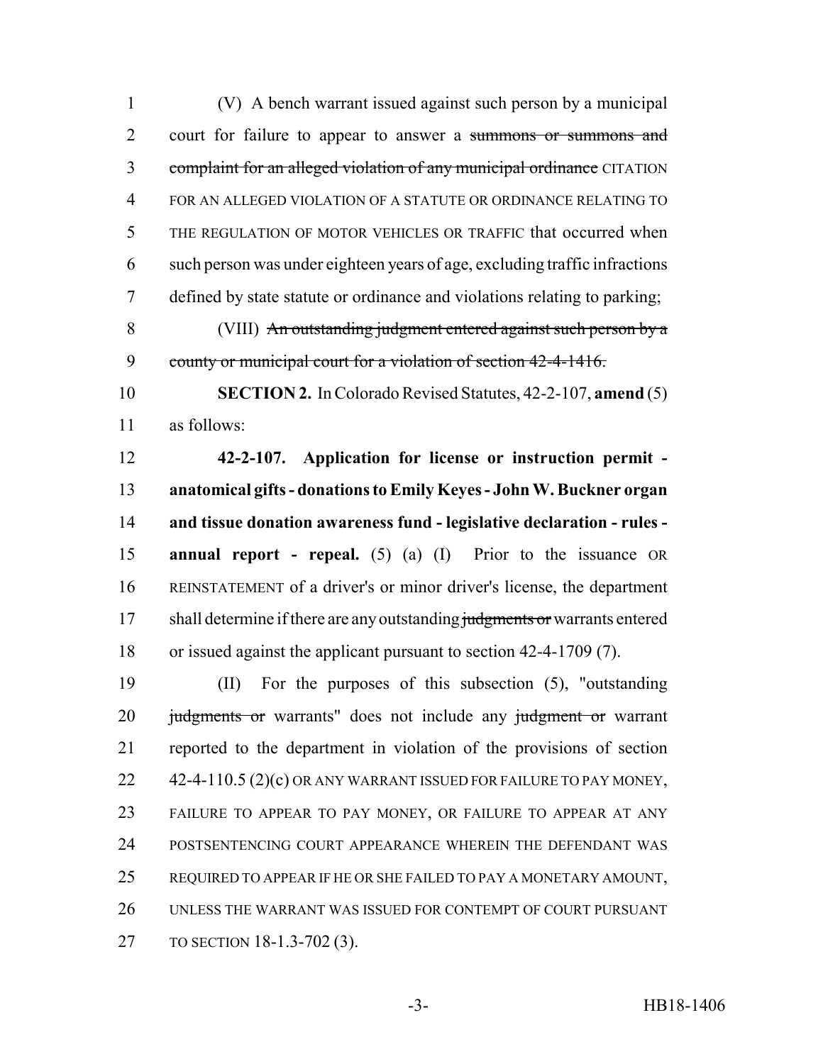(V) A bench warrant issued against such person by a municipal court for failure to appear to answer a ~~summons or summons and complaint for an alleged violation of any municipal ordinance~~ CITATION FOR AN ALLEGED VIOLATION OF A STATUTE OR ORDINANCE RELATING TO THE REGULATION OF MOTOR VEHICLES OR TRAFFIC that occurred when such person was under eighteen years of age, excluding traffic infractions defined by state statute or ordinance and violations relating to parking;

(VIII) ~~An outstanding judgment entered against such person by a county or municipal court for a violation of section 42-4-1416.~~

**SECTION 2.** In Colorado Revised Statutes, 42-2-107, **amend** (5) as follows:

**42-2-107. Application for license or instruction permit - anatomical gifts - donations to Emily Keyes - John W. Buckner organ and tissue donation awareness fund - legislative declaration - rules - annual report - repeal.** (5) (a) (I) Prior to the issuance OR REINSTATEMENT of a driver's or minor driver's license, the department shall determine if there are any outstanding ~~judgments or~~ warrants entered or issued against the applicant pursuant to section 42-4-1709 (7).

(II) For the purposes of this subsection (5), "outstanding ~~judgments or~~ warrants" does not include any ~~judgment or~~ warrant reported to the department in violation of the provisions of section 42-4-110.5 (2)(c) OR ANY WARRANT ISSUED FOR FAILURE TO PAY MONEY, FAILURE TO APPEAR TO PAY MONEY, OR FAILURE TO APPEAR AT ANY POSTSENTENCING COURT APPEARANCE WHEREIN THE DEFENDANT WAS REQUIRED TO APPEAR IF HE OR SHE FAILED TO PAY A MONETARY AMOUNT, UNLESS THE WARRANT WAS ISSUED FOR CONTEMPT OF COURT PURSUANT TO SECTION 18-1.3-702 (3).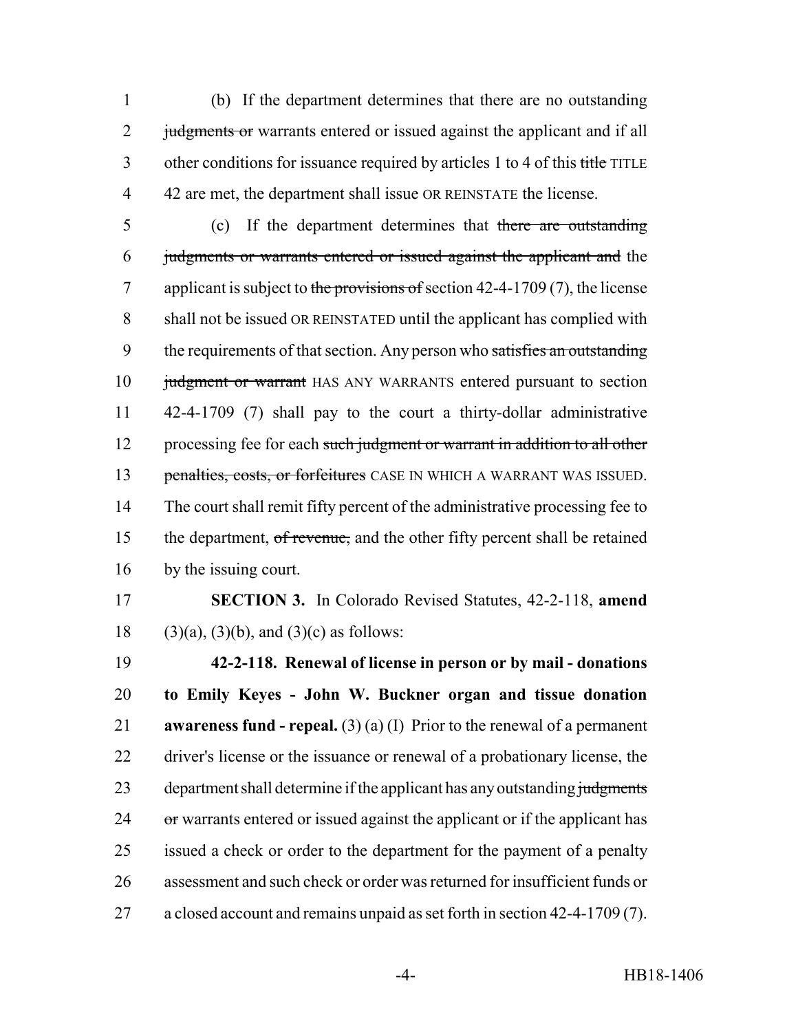(b) If the department determines that there are no outstanding ~~judgments or~~ warrants entered or issued against the applicant and if all other conditions for issuance required by articles 1 to 4 of this ~~title~~ TITLE 42 are met, the department shall issue OR REINSTATE the license.

(c) If the department determines that ~~there are outstanding judgments or warrants entered or issued against the applicant and~~ the applicant is subject to ~~the provisions of~~ section 42-4-1709 (7), the license shall not be issued OR REINSTATED until the applicant has complied with the requirements of that section. Any person who ~~satisfies an outstanding judgment or warrant~~ HAS ANY WARRANTS entered pursuant to section 42-4-1709 (7) shall pay to the court a thirty-dollar administrative processing fee for each ~~such judgment or warrant in addition to all other penalties, costs, or forfeitures~~ CASE IN WHICH A WARRANT WAS ISSUED. The court shall remit fifty percent of the administrative processing fee to the department, ~~of revenue,~~ and the other fifty percent shall be retained by the issuing court.

**SECTION 3.** In Colorado Revised Statutes, 42-2-118, **amend** (3)(a), (3)(b), and (3)(c) as follows:

**42-2-118. Renewal of license in person or by mail - donations to Emily Keyes - John W. Buckner organ and tissue donation awareness fund - repeal.** (3) (a) (I) Prior to the renewal of a permanent driver's license or the issuance or renewal of a probationary license, the department shall determine if the applicant has any outstanding ~~judgments or~~ warrants entered or issued against the applicant or if the applicant has issued a check or order to the department for the payment of a penalty assessment and such check or order was returned for insufficient funds or a closed account and remains unpaid as set forth in section 42-4-1709 (7).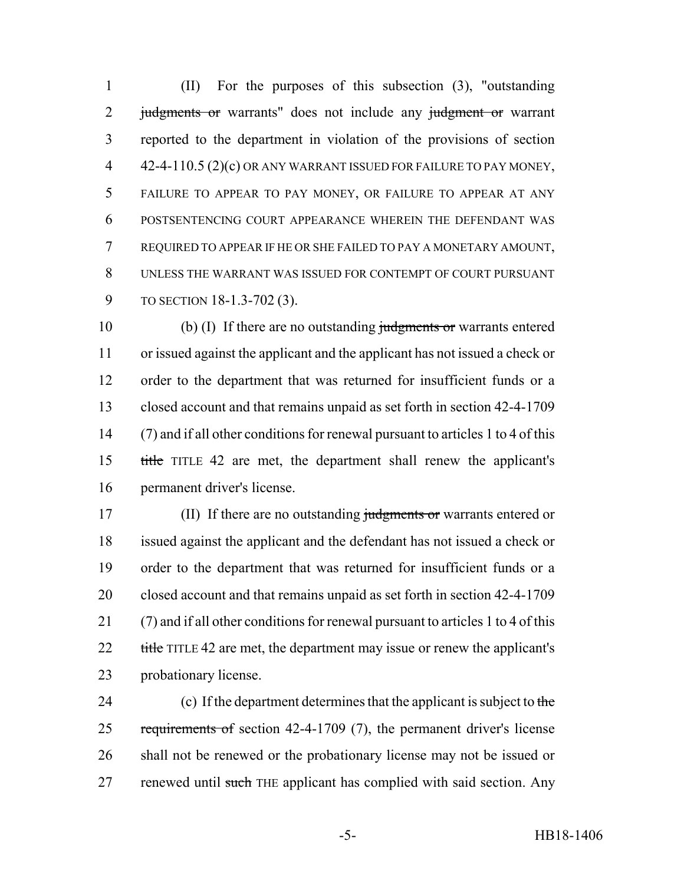(II) For the purposes of this subsection (3), "outstanding ~~judgments or~~ warrants" does not include any ~~judgment or~~ warrant reported to the department in violation of the provisions of section 42-4-110.5 (2)(c) OR ANY WARRANT ISSUED FOR FAILURE TO PAY MONEY, FAILURE TO APPEAR TO PAY MONEY, OR FAILURE TO APPEAR AT ANY POSTSENTENCING COURT APPEARANCE WHEREIN THE DEFENDANT WAS REQUIRED TO APPEAR IF HE OR SHE FAILED TO PAY A MONETARY AMOUNT, UNLESS THE WARRANT WAS ISSUED FOR CONTEMPT OF COURT PURSUANT TO SECTION 18-1.3-702 (3).

(b) (I) If there are no outstanding ~~judgments or~~ warrants entered or issued against the applicant and the applicant has not issued a check or order to the department that was returned for insufficient funds or a closed account and that remains unpaid as set forth in section 42-4-1709 (7) and if all other conditions for renewal pursuant to articles 1 to 4 of this ~~title~~ TITLE 42 are met, the department shall renew the applicant's permanent driver's license.

(II) If there are no outstanding ~~judgments or~~ warrants entered or issued against the applicant and the defendant has not issued a check or order to the department that was returned for insufficient funds or a closed account and that remains unpaid as set forth in section 42-4-1709 (7) and if all other conditions for renewal pursuant to articles 1 to 4 of this ~~title~~ TITLE 42 are met, the department may issue or renew the applicant's probationary license.

(c) If the department determines that the applicant is subject to ~~the requirements of~~ section 42-4-1709 (7), the permanent driver's license shall not be renewed or the probationary license may not be issued or renewed until ~~such~~ THE applicant has complied with said section. Any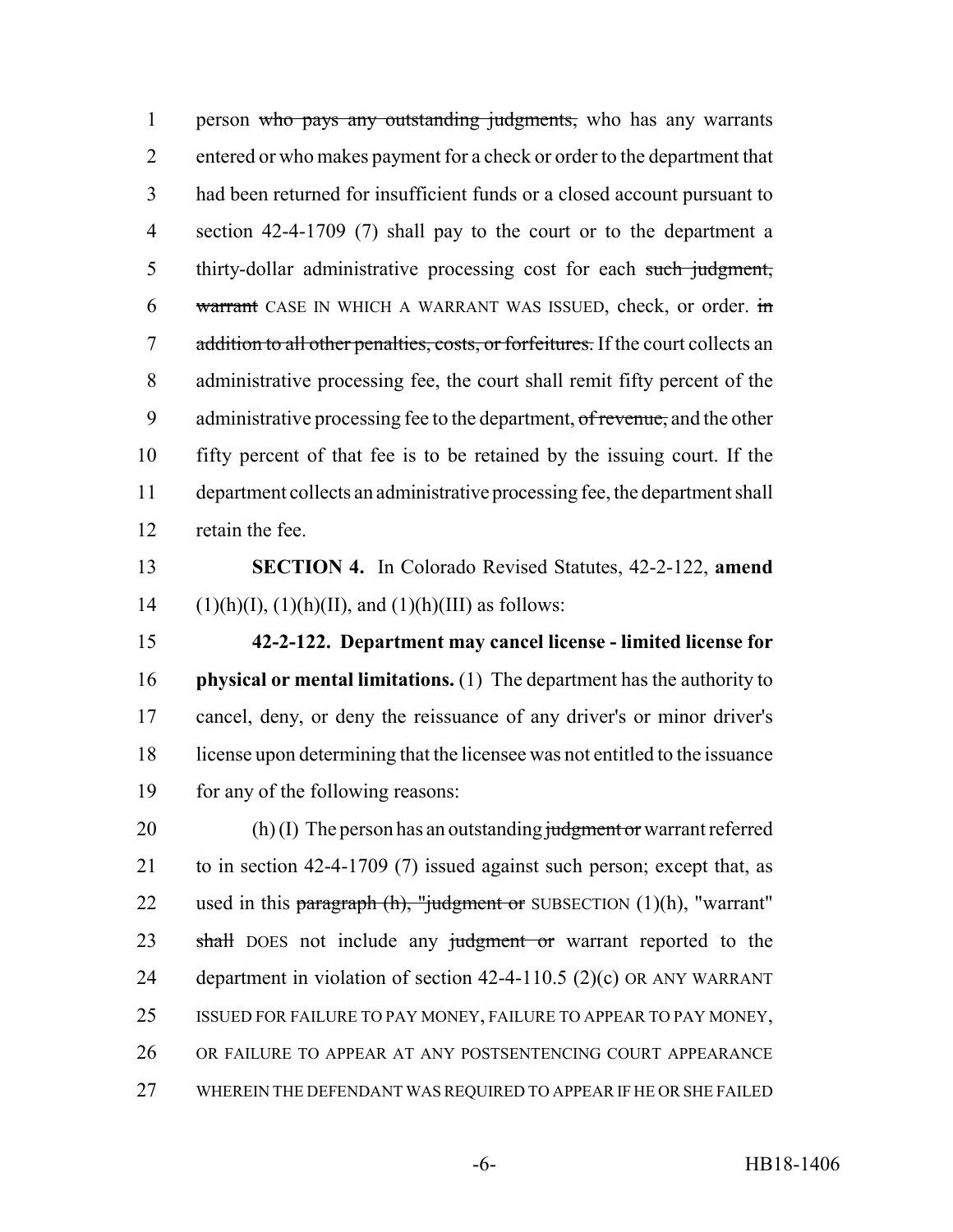person ~~who pays any outstanding judgments,~~ who has any warrants entered or who makes payment for a check or order to the department that had been returned for insufficient funds or a closed account pursuant to section 42-4-1709 (7) shall pay to the court or to the department a thirty-dollar administrative processing cost for each ~~such judgment, warrant~~ CASE IN WHICH A WARRANT WAS ISSUED, check, or order. ~~in addition to all other penalties, costs, or forfeitures.~~ If the court collects an administrative processing fee, the court shall remit fifty percent of the administrative processing fee to the department, ~~of revenue,~~ and the other fifty percent of that fee is to be retained by the issuing court. If the department collects an administrative processing fee, the department shall retain the fee.

**SECTION 4.** In Colorado Revised Statutes, 42-2-122, **amend** (1)(h)(I), (1)(h)(II), and (1)(h)(III) as follows:

**42-2-122. Department may cancel license - limited license for physical or mental limitations.** (1) The department has the authority to cancel, deny, or deny the reissuance of any driver's or minor driver's license upon determining that the licensee was not entitled to the issuance for any of the following reasons:

(h) (I) The person has an outstanding ~~judgment or~~ warrant referred to in section 42-4-1709 (7) issued against such person; except that, as used in this ~~paragraph (h), "judgment or~~ SUBSECTION (1)(h), "warrant" ~~shall~~ DOES not include any ~~judgment or~~ warrant reported to the department in violation of section 42-4-110.5 (2)(c) OR ANY WARRANT ISSUED FOR FAILURE TO PAY MONEY, FAILURE TO APPEAR TO PAY MONEY, OR FAILURE TO APPEAR AT ANY POSTSENTENCING COURT APPEARANCE WHEREIN THE DEFENDANT WAS REQUIRED TO APPEAR IF HE OR SHE FAILED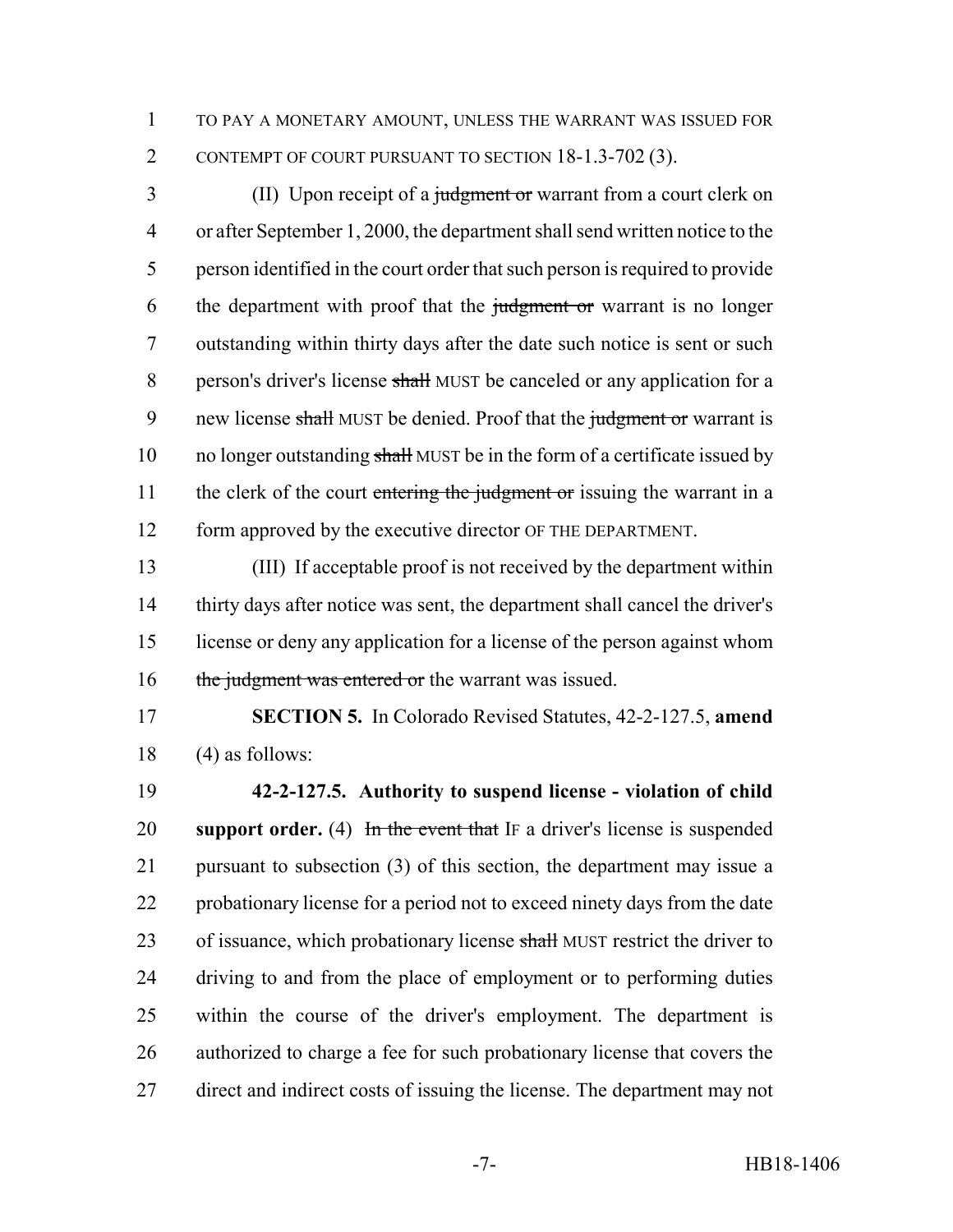TO PAY A MONETARY AMOUNT, UNLESS THE WARRANT WAS ISSUED FOR CONTEMPT OF COURT PURSUANT TO SECTION 18-1.3-702 (3).

(II) Upon receipt of a ~~judgment or~~ warrant from a court clerk on or after September 1, 2000, the department shall send written notice to the person identified in the court order that such person is required to provide the department with proof that the ~~judgment or~~ warrant is no longer outstanding within thirty days after the date such notice is sent or such person's driver's license ~~shall~~ MUST be canceled or any application for a new license ~~shall~~ MUST be denied. Proof that the ~~judgment or~~ warrant is no longer outstanding ~~shall~~ MUST be in the form of a certificate issued by the clerk of the court ~~entering the judgment or~~ issuing the warrant in a form approved by the executive director OF THE DEPARTMENT.

(III) If acceptable proof is not received by the department within thirty days after notice was sent, the department shall cancel the driver's license or deny any application for a license of the person against whom ~~the judgment was entered or~~ the warrant was issued.

**SECTION 5.** In Colorado Revised Statutes, 42-2-127.5, **amend** (4) as follows:

**42-2-127.5. Authority to suspend license - violation of child support order.** (4) ~~In the event that~~ IF a driver's license is suspended pursuant to subsection (3) of this section, the department may issue a probationary license for a period not to exceed ninety days from the date of issuance, which probationary license ~~shall~~ MUST restrict the driver to driving to and from the place of employment or to performing duties within the course of the driver's employment. The department is authorized to charge a fee for such probationary license that covers the direct and indirect costs of issuing the license. The department may not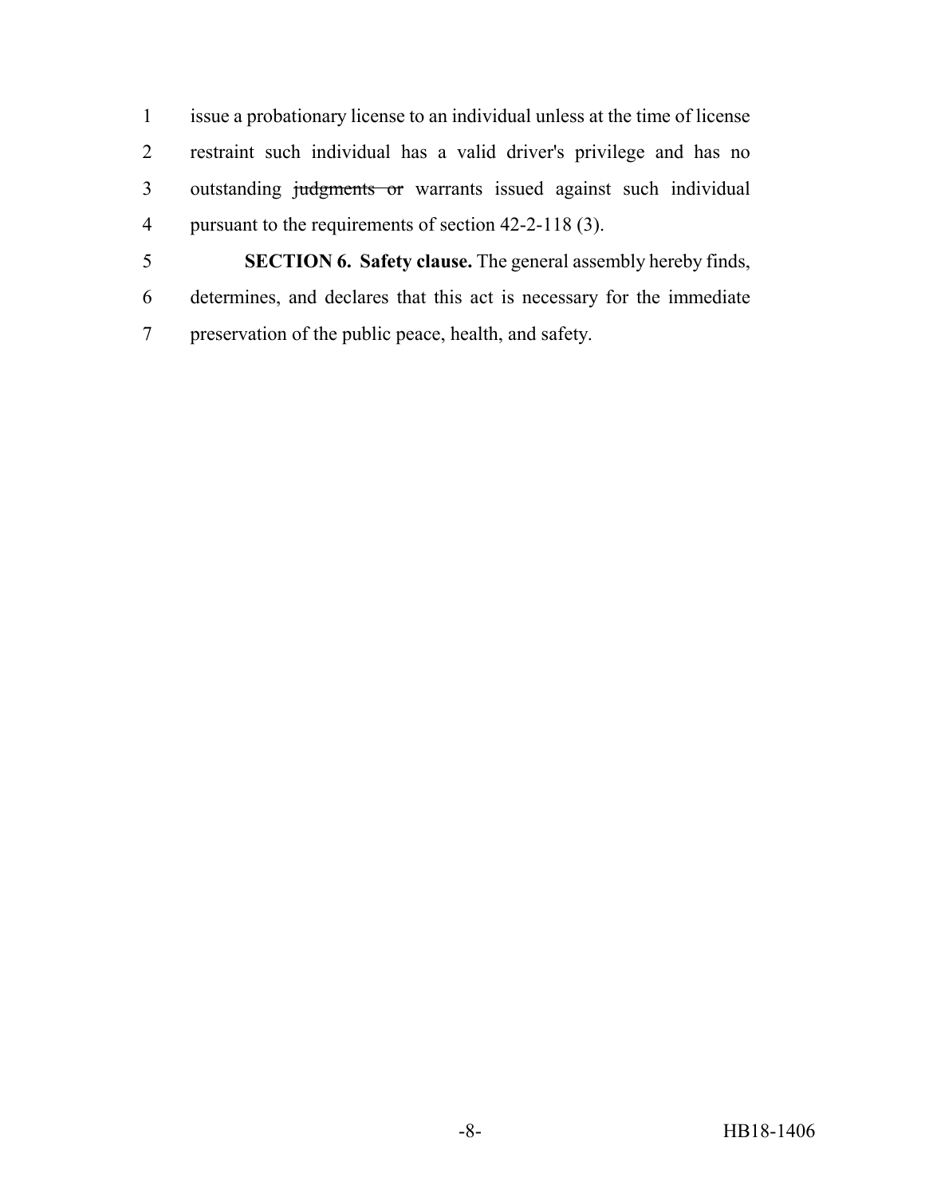issue a probationary license to an individual unless at the time of license restraint such individual has a valid driver's privilege and has no outstanding ~~judgments or~~ warrants issued against such individual pursuant to the requirements of section 42-2-118 (3).

**SECTION 6. Safety clause.** The general assembly hereby finds, determines, and declares that this act is necessary for the immediate preservation of the public peace, health, and safety.